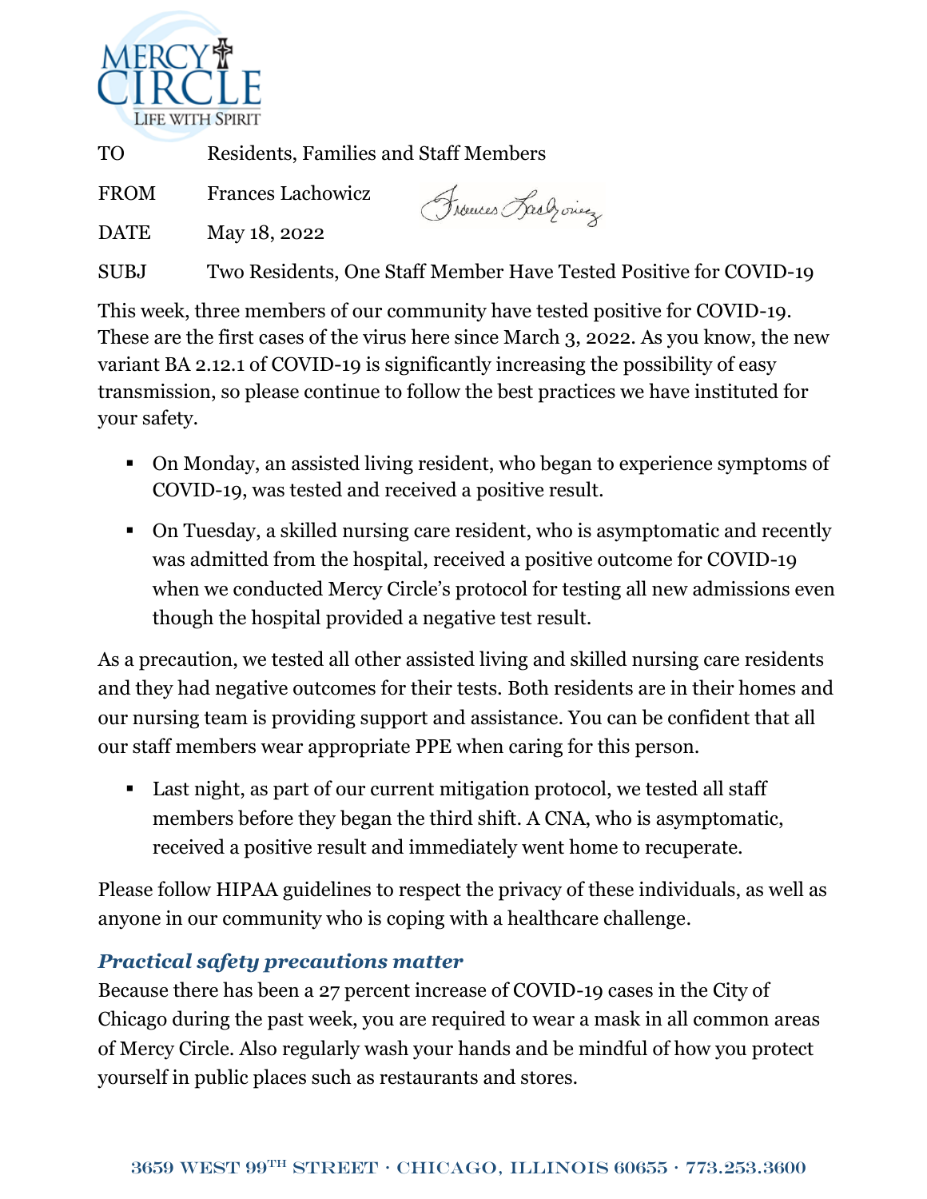MERCY CIRCLE
LIFE WITH SPIRIT

| | |
|---|---|
| TO | Residents, Families and Staff Members |
| FROM | Frances Lachowicz |
| DATE | May 18, 2022 |
| SUBJ | Two Residents, One Staff Member Have Tested Positive for COVID-19 |

This week, three members of our community have tested positive for COVID-19. These are the first cases of the virus here since March 3, 2022. As you know, the new variant BA 2.12.1 of COVID-19 is significantly increasing the possibility of easy transmission, so please continue to follow the best practices we have instituted for your safety.

- On Monday, an assisted living resident, who began to experience symptoms of COVID-19, was tested and received a positive result.
- On Tuesday, a skilled nursing care resident, who is asymptomatic and recently was admitted from the hospital, received a positive outcome for COVID-19 when we conducted Mercy Circle's protocol for testing all new admissions even though the hospital provided a negative test result.

As a precaution, we tested all other assisted living and skilled nursing care residents and they had negative outcomes for their tests. Both residents are in their homes and our nursing team is providing support and assistance. You can be confident that all our staff members wear appropriate PPE when caring for this person.

- Last night, as part of our current mitigation protocol, we tested all staff members before they began the third shift. A CNA, who is asymptomatic, received a positive result and immediately went home to recuperate.

Please follow HIPAA guidelines to respect the privacy of these individuals, as well as anyone in our community who is coping with a healthcare challenge.

### *Practical safety precautions matter*

Because there has been a 27 percent increase of COVID-19 cases in the City of Chicago during the past week, you are required to wear a mask in all common areas of Mercy Circle. Also regularly wash your hands and be mindful of how you protect yourself in public places such as restaurants and stores.

3659 West 99th Street · Chicago, Illinois 60655 · 773.253.3600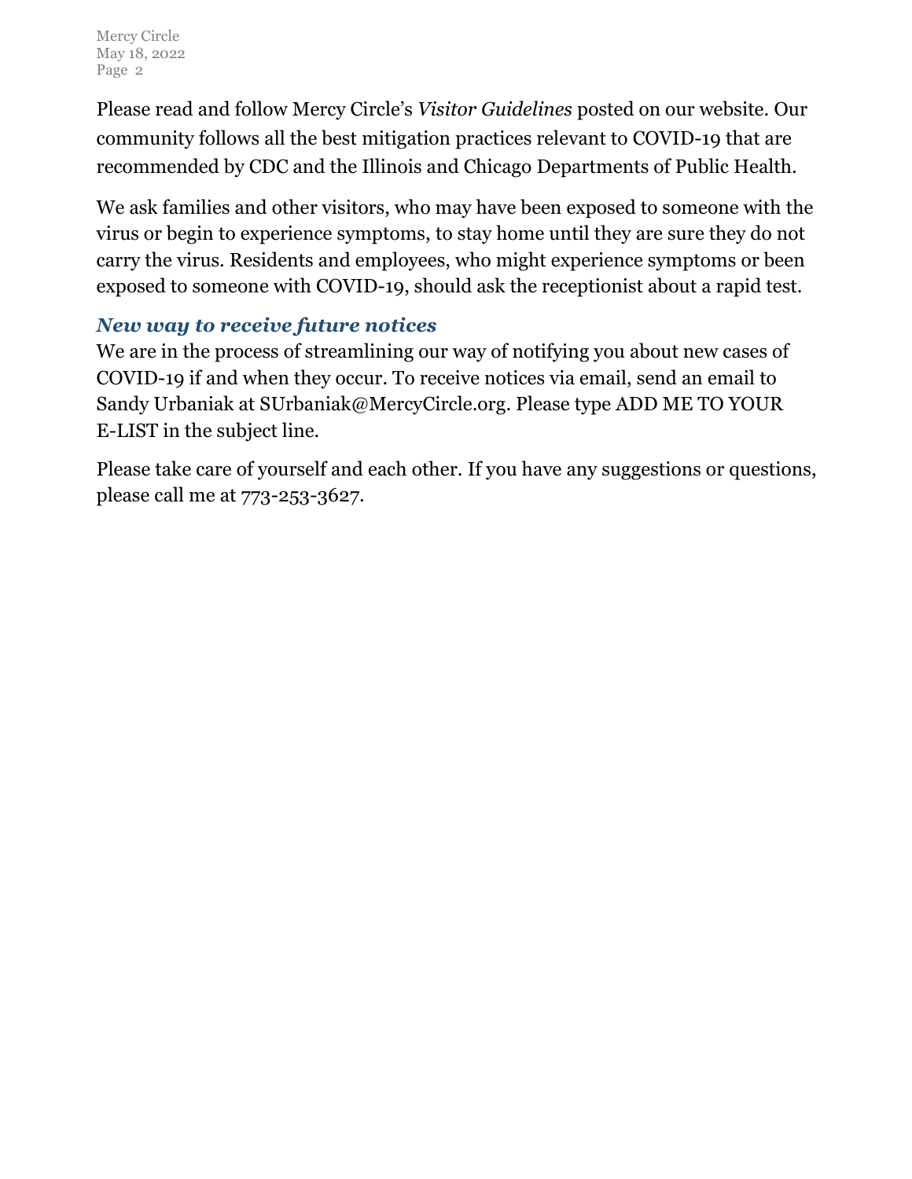Please read and follow Mercy Circle's *Visitor Guidelines* posted on our website. Our community follows all the best mitigation practices relevant to COVID-19 that are recommended by CDC and the Illinois and Chicago Departments of Public Health.

We ask families and other visitors, who may have been exposed to someone with the virus or begin to experience symptoms, to stay home until they are sure they do not carry the virus. Residents and employees, who might experience symptoms or been exposed to someone with COVID-19, should ask the receptionist about a rapid test.

### *New way to receive future notices*

We are in the process of streamlining our way of notifying you about new cases of COVID-19 if and when they occur. To receive notices via email, send an email to Sandy Urbaniak at SUrbaniak@MercyCircle.org. Please type ADD ME TO YOUR E-LIST in the subject line.

Please take care of yourself and each other. If you have any suggestions or questions, please call me at 773-253-3627.